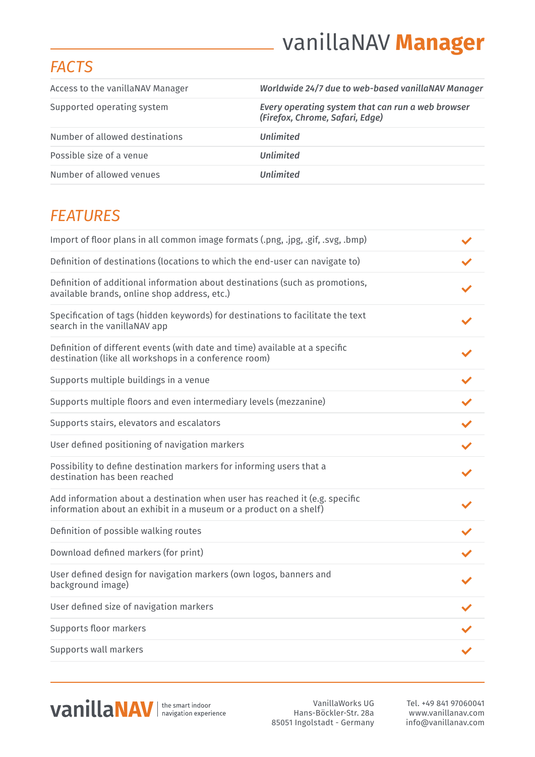# vanillaNAV **Manager**

## FACTS

| | |
|---|---|
| Access to the vanillaNAV Manager | ***Worldwide 24/7 due to web-based vanillaNAV Manager*** |
| Supported operating system | ***Every operating system that can run a web browser (Firefox, Chrome, Safari, Edge)*** |
| Number of allowed destinations | ***Unlimited*** |
| Possible size of a venue | ***Unlimited*** |
| Number of allowed venues | ***Unlimited*** |

## FEATURES

| | |
|---|---|
| Import of floor plans in all common image formats (.png, .jpg, .gif, .svg, .bmp) | ✓ |
| Definition of destinations (locations to which the end-user can navigate to) | ✓ |
| Definition of additional information about destinations (such as promotions, available brands, online shop address, etc.) | ✓ |
| Specification of tags (hidden keywords) for destinations to facilitate the text search in the vanillaNAV app | ✓ |
| Definition of different events (with date and time) available at a specific destination (like all workshops in a conference room) | ✓ |
| Supports multiple buildings in a venue | ✓ |
| Supports multiple floors and even intermediary levels (mezzanine) | ✓ |
| Supports stairs, elevators and escalators | ✓ |
| User defined positioning of navigation markers | ✓ |
| Possibility to define destination markers for informing users that a destination has been reached | ✓ |
| Add information about a destination when user has reached it (e.g. specific information about an exhibit in a museum or a product on a shelf) | ✓ |
| Definition of possible walking routes | ✓ |
| Download defined markers (for print) | ✓ |
| User defined design for navigation markers (own logos, banners and background image) | ✓ |
| User defined size of navigation markers | ✓ |
| Supports floor markers | ✓ |
| Supports wall markers | ✓ |

vanillaNAV | the smart indoor navigation experience

VanillaWorks UG
Hans-Böckler-Str. 28a
85051 Ingolstadt - Germany

Tel. +49 841 97060041
www.vanillanav.com
info@vanillanav.com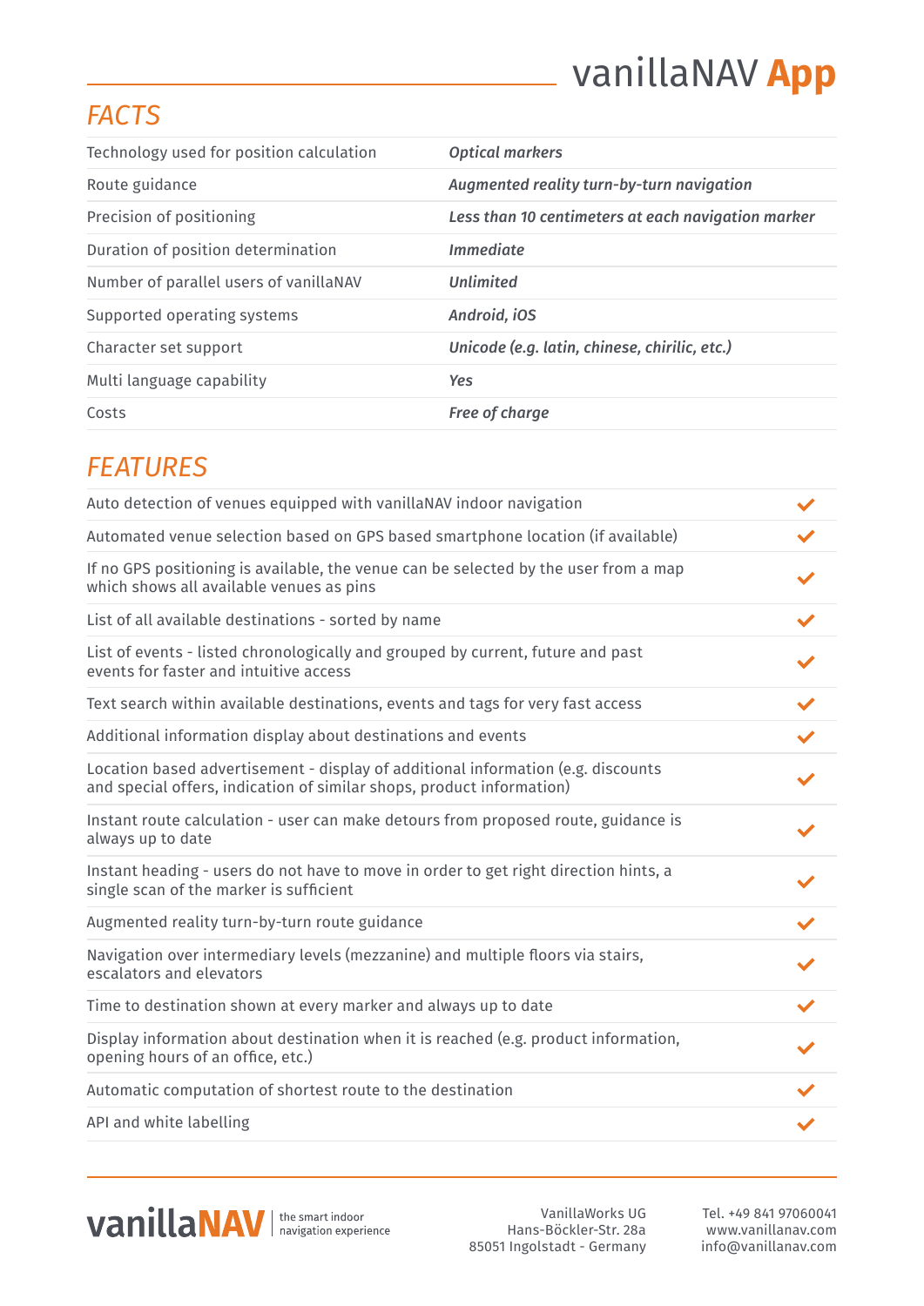# vanillaNAV **App**

## FACTS

| | |
|---|---|
| Technology used for position calculation | ***Optical markers*** |
| Route guidance | ***Augmented reality turn-by-turn navigation*** |
| Precision of positioning | ***Less than 10 centimeters at each navigation marker*** |
| Duration of position determination | ***Immediate*** |
| Number of parallel users of vanillaNAV | ***Unlimited*** |
| Supported operating systems | ***Android, iOS*** |
| Character set support | ***Unicode (e.g. latin, chinese, chirilic, etc.)*** |
| Multi language capability | ***Yes*** |
| Costs | ***Free of charge*** |

## FEATURES

| | |
|---|---|
| Auto detection of venues equipped with vanillaNAV indoor navigation | ✔ |
| Automated venue selection based on GPS based smartphone location (if available) | ✔ |
| If no GPS positioning is available, the venue can be selected by the user from a map which shows all available venues as pins | ✔ |
| List of all available destinations - sorted by name | ✔ |
| List of events - listed chronologically and grouped by current, future and past events for faster and intuitive access | ✔ |
| Text search within available destinations, events and tags for very fast access | ✔ |
| Additional information display about destinations and events | ✔ |
| Location based advertisement - display of additional information (e.g. discounts and special offers, indication of similar shops, product information) | ✔ |
| Instant route calculation - user can make detours from proposed route, guidance is always up to date | ✔ |
| Instant heading - users do not have to move in order to get right direction hints, a single scan of the marker is sufficient | ✔ |
| Augmented reality turn-by-turn route guidance | ✔ |
| Navigation over intermediary levels (mezzanine) and multiple floors via stairs, escalators and elevators | ✔ |
| Time to destination shown at every marker and always up to date | ✔ |
| Display information about destination when it is reached (e.g. product information, opening hours of an office, etc.) | ✔ |
| Automatic computation of shortest route to the destination | ✔ |
| API and white labelling | ✔ |

vanillaNAV | the smart indoor navigation experience

VanillaWorks UG
Hans-Böckler-Str. 28a
85051 Ingolstadt - Germany

Tel. +49 841 97060041
www.vanillanav.com
info@vanillanav.com